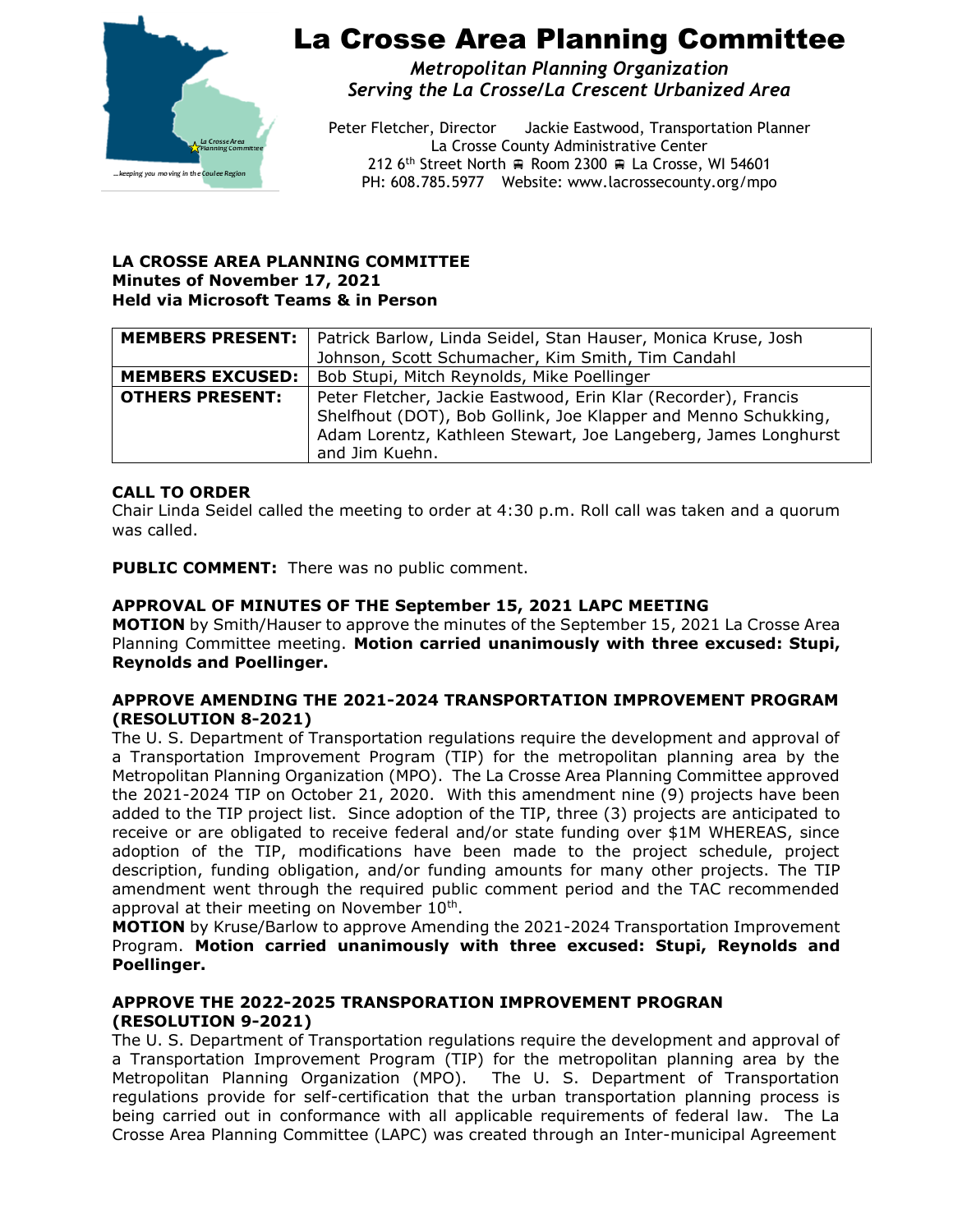# La Crosse Area Planning Committee

*Metropolitan Planning Organization*
*Serving the La Crosse/La Crescent Urbanized Area*

Peter Fletcher, Director    Jackie Eastwood, Transportation Planner
La Crosse County Administrative Center
212 6th Street North ■ Room 2300 ■ La Crosse, WI 54601
PH: 608.785.5977    Website: www.lacrossecounty.org/mpo

**LA CROSSE AREA PLANNING COMMITTEE**
**Minutes of November 17, 2021**
**Held via Microsoft Teams & in Person**

| | |
|---|---|
| **MEMBERS PRESENT:** | Patrick Barlow, Linda Seidel, Stan Hauser, Monica Kruse, Josh Johnson, Scott Schumacher, Kim Smith, Tim Candahl |
| **MEMBERS EXCUSED:** | Bob Stupi, Mitch Reynolds, Mike Poellinger |
| **OTHERS PRESENT:** | Peter Fletcher, Jackie Eastwood, Erin Klar (Recorder), Francis Shelfhout (DOT), Bob Gollink, Joe Klapper and Menno Schukking, Adam Lorentz, Kathleen Stewart, Joe Langeberg, James Longhurst and Jim Kuehn. |

**CALL TO ORDER**
Chair Linda Seidel called the meeting to order at 4:30 p.m. Roll call was taken and a quorum was called.

**PUBLIC COMMENT:** There was no public comment.

**APPROVAL OF MINUTES OF THE September 15, 2021 LAPC MEETING**
**MOTION** by Smith/Hauser to approve the minutes of the September 15, 2021 La Crosse Area Planning Committee meeting. **Motion carried unanimously with three excused: Stupi, Reynolds and Poellinger.**

**APPROVE AMENDING THE 2021-2024 TRANSPORTATION IMPROVEMENT PROGRAM (RESOLUTION 8-2021)**
The U. S. Department of Transportation regulations require the development and approval of a Transportation Improvement Program (TIP) for the metropolitan planning area by the Metropolitan Planning Organization (MPO). The La Crosse Area Planning Committee approved the 2021-2024 TIP on October 21, 2020. With this amendment nine (9) projects have been added to the TIP project list. Since adoption of the TIP, three (3) projects are anticipated to receive or are obligated to receive federal and/or state funding over $1M WHEREAS, since adoption of the TIP, modifications have been made to the project schedule, project description, funding obligation, and/or funding amounts for many other projects. The TIP amendment went through the required public comment period and the TAC recommended approval at their meeting on November 10th.
**MOTION** by Kruse/Barlow to approve Amending the 2021-2024 Transportation Improvement Program. **Motion carried unanimously with three excused: Stupi, Reynolds and Poellinger.**

**APPROVE THE 2022-2025 TRANSPORATION IMPROVEMENT PROGRAN (RESOLUTION 9-2021)**
The U. S. Department of Transportation regulations require the development and approval of a Transportation Improvement Program (TIP) for the metropolitan planning area by the Metropolitan Planning Organization (MPO). The U. S. Department of Transportation regulations provide for self-certification that the urban transportation planning process is being carried out in conformance with all applicable requirements of federal law. The La Crosse Area Planning Committee (LAPC) was created through an Inter-municipal Agreement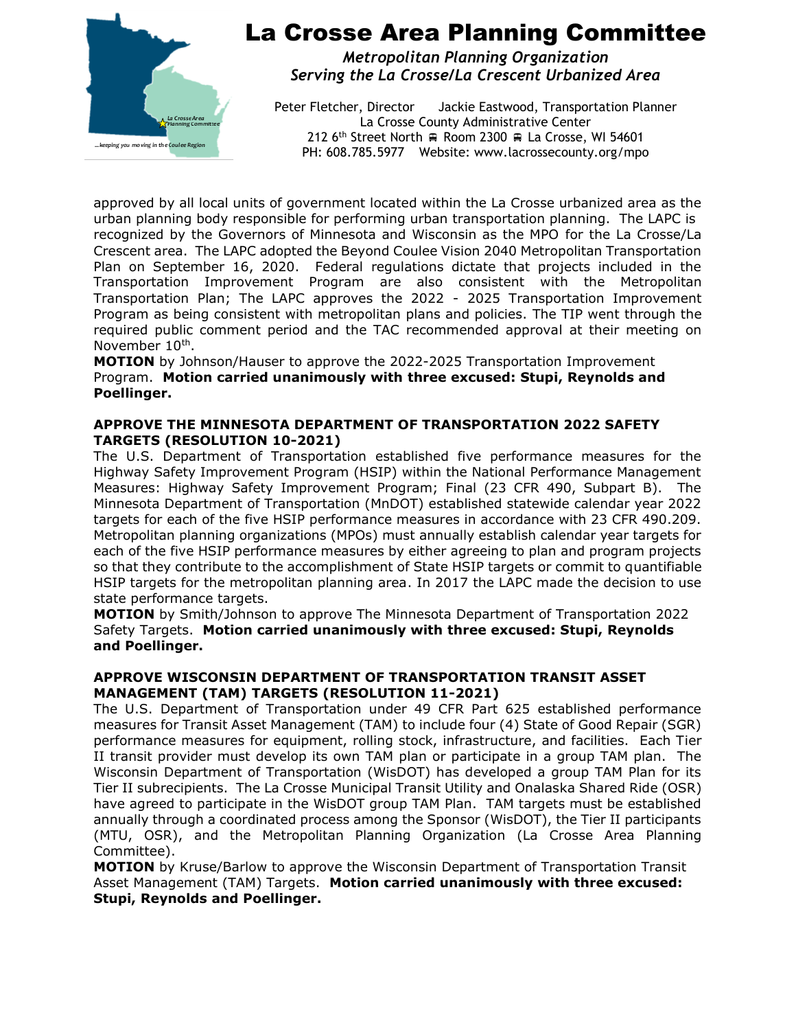approved by all local units of government located within the La Crosse urbanized area as the urban planning body responsible for performing urban transportation planning. The LAPC is recognized by the Governors of Minnesota and Wisconsin as the MPO for the La Crosse/La Crescent area. The LAPC adopted the Beyond Coulee Vision 2040 Metropolitan Transportation Plan on September 16, 2020. Federal regulations dictate that projects included in the Transportation Improvement Program are also consistent with the Metropolitan Transportation Plan; The LAPC approves the 2022 - 2025 Transportation Improvement Program as being consistent with metropolitan plans and policies. The TIP went through the required public comment period and the TAC recommended approval at their meeting on November 10th.

**MOTION** by Johnson/Hauser to approve the 2022-2025 Transportation Improvement Program. **Motion carried unanimously with three excused: Stupi, Reynolds and Poellinger.**

**APPROVE THE MINNESOTA DEPARTMENT OF TRANSPORTATION 2022 SAFETY TARGETS (RESOLUTION 10-2021)**

The U.S. Department of Transportation established five performance measures for the Highway Safety Improvement Program (HSIP) within the National Performance Management Measures: Highway Safety Improvement Program; Final (23 CFR 490, Subpart B). The Minnesota Department of Transportation (MnDOT) established statewide calendar year 2022 targets for each of the five HSIP performance measures in accordance with 23 CFR 490.209. Metropolitan planning organizations (MPOs) must annually establish calendar year targets for each of the five HSIP performance measures by either agreeing to plan and program projects so that they contribute to the accomplishment of State HSIP targets or commit to quantifiable HSIP targets for the metropolitan planning area. In 2017 the LAPC made the decision to use state performance targets.

**MOTION** by Smith/Johnson to approve The Minnesota Department of Transportation 2022 Safety Targets. **Motion carried unanimously with three excused: Stupi, Reynolds and Poellinger.**

**APPROVE WISCONSIN DEPARTMENT OF TRANSPORTATION TRANSIT ASSET MANAGEMENT (TAM) TARGETS (RESOLUTION 11-2021)**

The U.S. Department of Transportation under 49 CFR Part 625 established performance measures for Transit Asset Management (TAM) to include four (4) State of Good Repair (SGR) performance measures for equipment, rolling stock, infrastructure, and facilities. Each Tier II transit provider must develop its own TAM plan or participate in a group TAM plan. The Wisconsin Department of Transportation (WisDOT) has developed a group TAM Plan for its Tier II subrecipients. The La Crosse Municipal Transit Utility and Onalaska Shared Ride (OSR) have agreed to participate in the WisDOT group TAM Plan. TAM targets must be established annually through a coordinated process among the Sponsor (WisDOT), the Tier II participants (MTU, OSR), and the Metropolitan Planning Organization (La Crosse Area Planning Committee).

**MOTION** by Kruse/Barlow to approve the Wisconsin Department of Transportation Transit Asset Management (TAM) Targets. **Motion carried unanimously with three excused: Stupi, Reynolds and Poellinger.**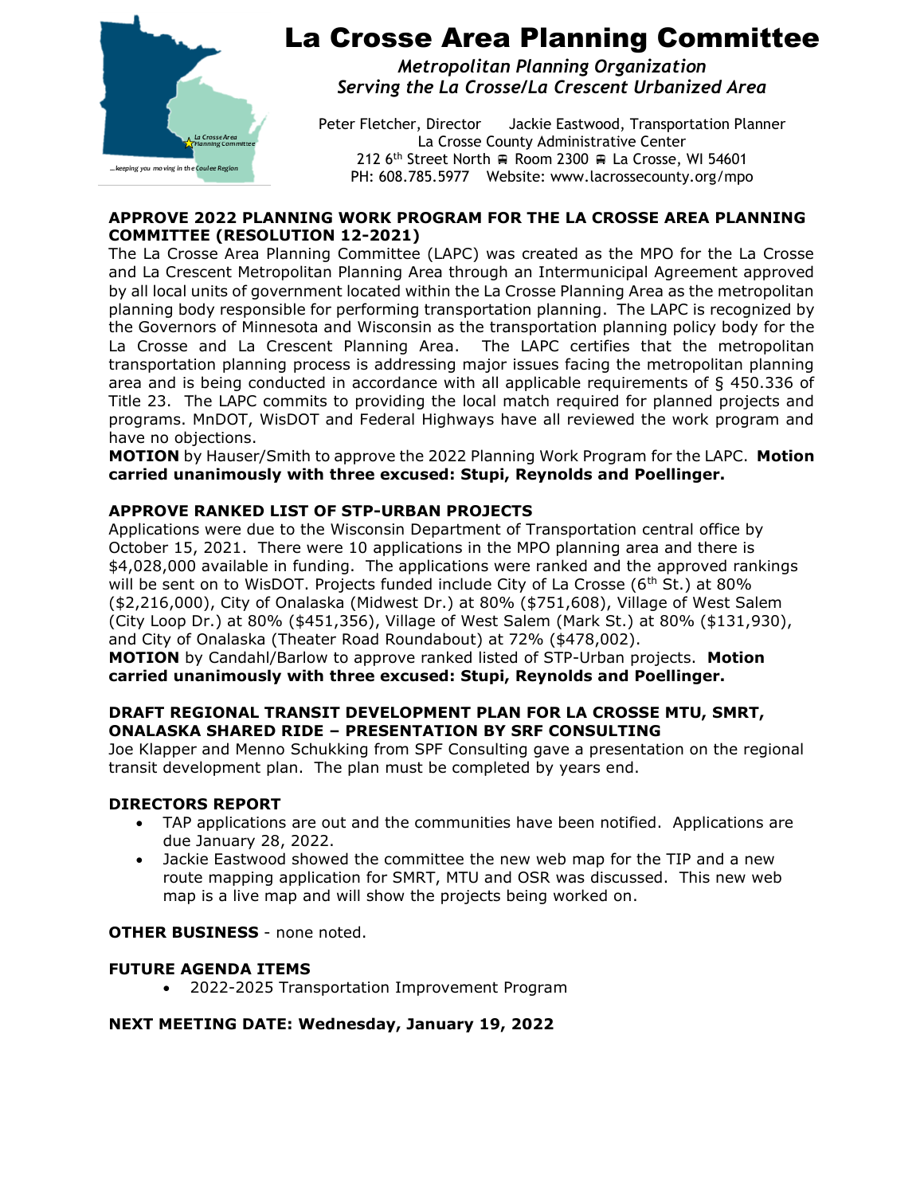# La Crosse Area Planning Committee

*Metropolitan Planning Organization*
*Serving the La Crosse/La Crescent Urbanized Area*

Peter Fletcher, Director    Jackie Eastwood, Transportation Planner
La Crosse County Administrative Center
212 6th Street North ■ Room 2300 ■ La Crosse, WI 54601
PH: 608.785.5977    Website: www.lacrossecounty.org/mpo

**APPROVE 2022 PLANNING WORK PROGRAM FOR THE LA CROSSE AREA PLANNING COMMITTEE (RESOLUTION 12-2021)**

The La Crosse Area Planning Committee (LAPC) was created as the MPO for the La Crosse and La Crescent Metropolitan Planning Area through an Intermunicipal Agreement approved by all local units of government located within the La Crosse Planning Area as the metropolitan planning body responsible for performing transportation planning. The LAPC is recognized by the Governors of Minnesota and Wisconsin as the transportation planning policy body for the La Crosse and La Crescent Planning Area. The LAPC certifies that the metropolitan transportation planning process is addressing major issues facing the metropolitan planning area and is being conducted in accordance with all applicable requirements of § 450.336 of Title 23. The LAPC commits to providing the local match required for planned projects and programs. MnDOT, WisDOT and Federal Highways have all reviewed the work program and have no objections.

**MOTION** by Hauser/Smith to approve the 2022 Planning Work Program for the LAPC. **Motion carried unanimously with three excused: Stupi, Reynolds and Poellinger.**

**APPROVE RANKED LIST OF STP-URBAN PROJECTS**

Applications were due to the Wisconsin Department of Transportation central office by October 15, 2021. There were 10 applications in the MPO planning area and there is $4,028,000 available in funding. The applications were ranked and the approved rankings will be sent on to WisDOT. Projects funded include City of La Crosse (6th St.) at 80% ($2,216,000), City of Onalaska (Midwest Dr.) at 80% ($751,608), Village of West Salem (City Loop Dr.) at 80% ($451,356), Village of West Salem (Mark St.) at 80% ($131,930), and City of Onalaska (Theater Road Roundabout) at 72% ($478,002).

**MOTION** by Candahl/Barlow to approve ranked listed of STP-Urban projects. **Motion carried unanimously with three excused: Stupi, Reynolds and Poellinger.**

**DRAFT REGIONAL TRANSIT DEVELOPMENT PLAN FOR LA CROSSE MTU, SMRT, ONALASKA SHARED RIDE – PRESENTATION BY SRF CONSULTING**

Joe Klapper and Menno Schukking from SPF Consulting gave a presentation on the regional transit development plan. The plan must be completed by years end.

**DIRECTORS REPORT**

- TAP applications are out and the communities have been notified. Applications are due January 28, 2022.
- Jackie Eastwood showed the committee the new web map for the TIP and a new route mapping application for SMRT, MTU and OSR was discussed. This new web map is a live map and will show the projects being worked on.

**OTHER BUSINESS** - none noted.

**FUTURE AGENDA ITEMS**

- 2022-2025 Transportation Improvement Program

**NEXT MEETING DATE: Wednesday, January 19, 2022**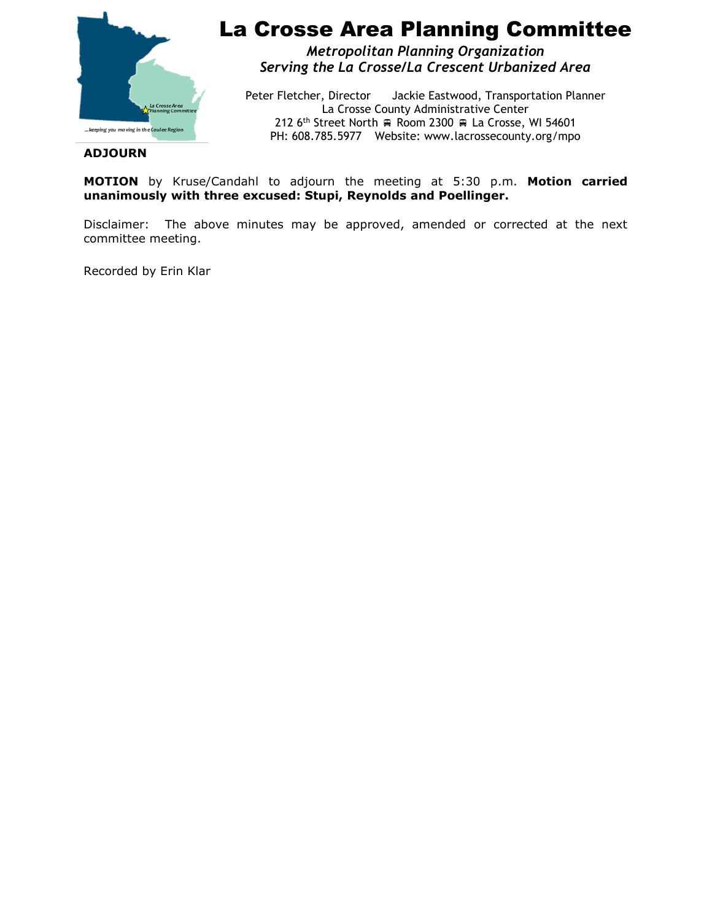# La Crosse Area Planning Committee

*Metropolitan Planning Organization*
*Serving the La Crosse/La Crescent Urbanized Area*

Peter Fletcher, Director    Jackie Eastwood, Transportation Planner
La Crosse County Administrative Center
212 6th Street North · Room 2300 · La Crosse, WI 54601
PH: 608.785.5977   Website: www.lacrossecounty.org/mpo

**ADJOURN**

**MOTION** by Kruse/Candahl to adjourn the meeting at 5:30 p.m. **Motion carried unanimously with three excused: Stupi, Reynolds and Poellinger.**

Disclaimer: The above minutes may be approved, amended or corrected at the next committee meeting.

Recorded by Erin Klar